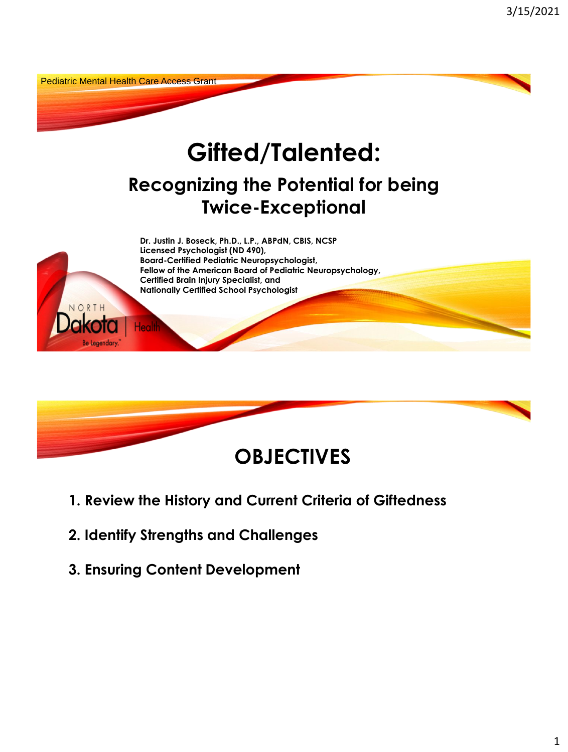Pediatric Mental Health Care Access Grant

# Gifted/Talented:

## Recognizing the Potential for being Twice-Exceptional

**Dr. Justin J. Boseck, Ph.D., L.P., ABPdN, CBIS, NCSP**
**Licensed Psychologist (ND 490),**
**Board-Certified Pediatric Neuropsychologist,**
**Fellow of the American Board of Pediatric Neuropsychology,**
**Certified Brain Injury Specialist, and**
**Nationally Certified School Psychologist**

NORTH Dakota | Health
Be Legendary.

# OBJECTIVES

1. **Review the History and Current Criteria of Giftedness**
2. **Identify Strengths and Challenges**
3. **Ensuring Content Development**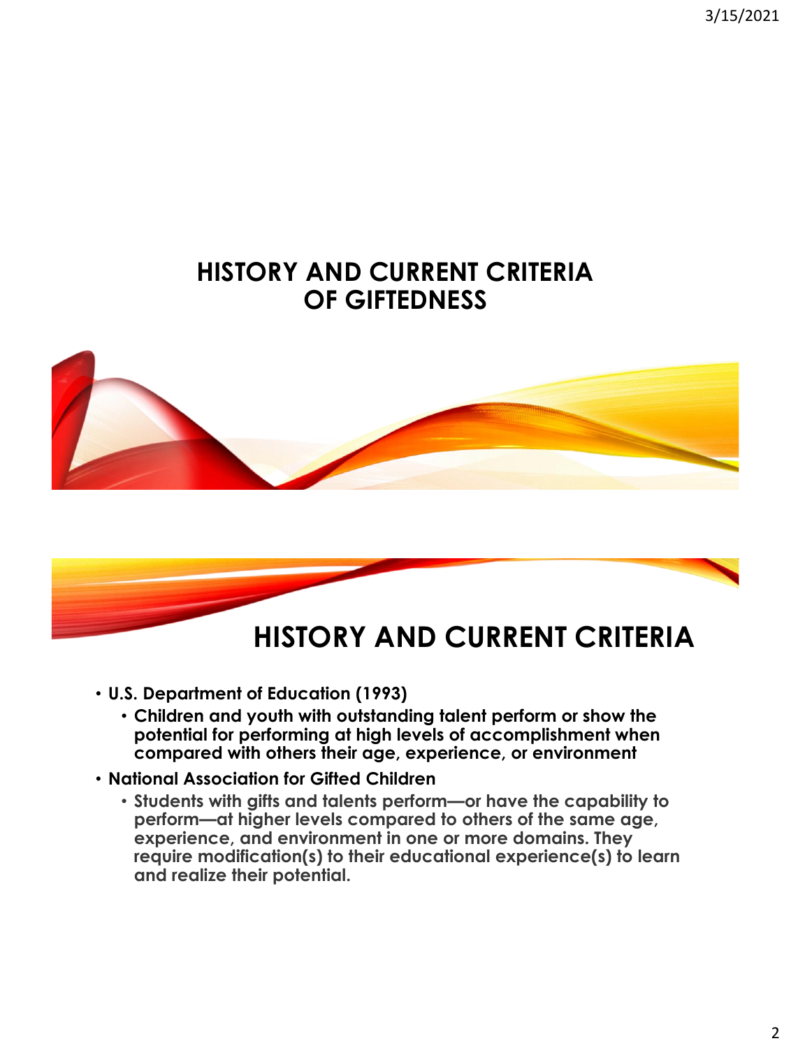# HISTORY AND CURRENT CRITERIA OF GIFTEDNESS

## HISTORY AND CURRENT CRITERIA

- **U.S. Department of Education (1993)**
  - **Children and youth with outstanding talent perform or show the potential for performing at high levels of accomplishment when compared with others their age, experience, or environment**
- **National Association for Gifted Children**
  - **Students with gifts and talents perform—or have the capability to perform—at higher levels compared to others of the same age, experience, and environment in one or more domains. They require modification(s) to their educational experience(s) to learn and realize their potential.**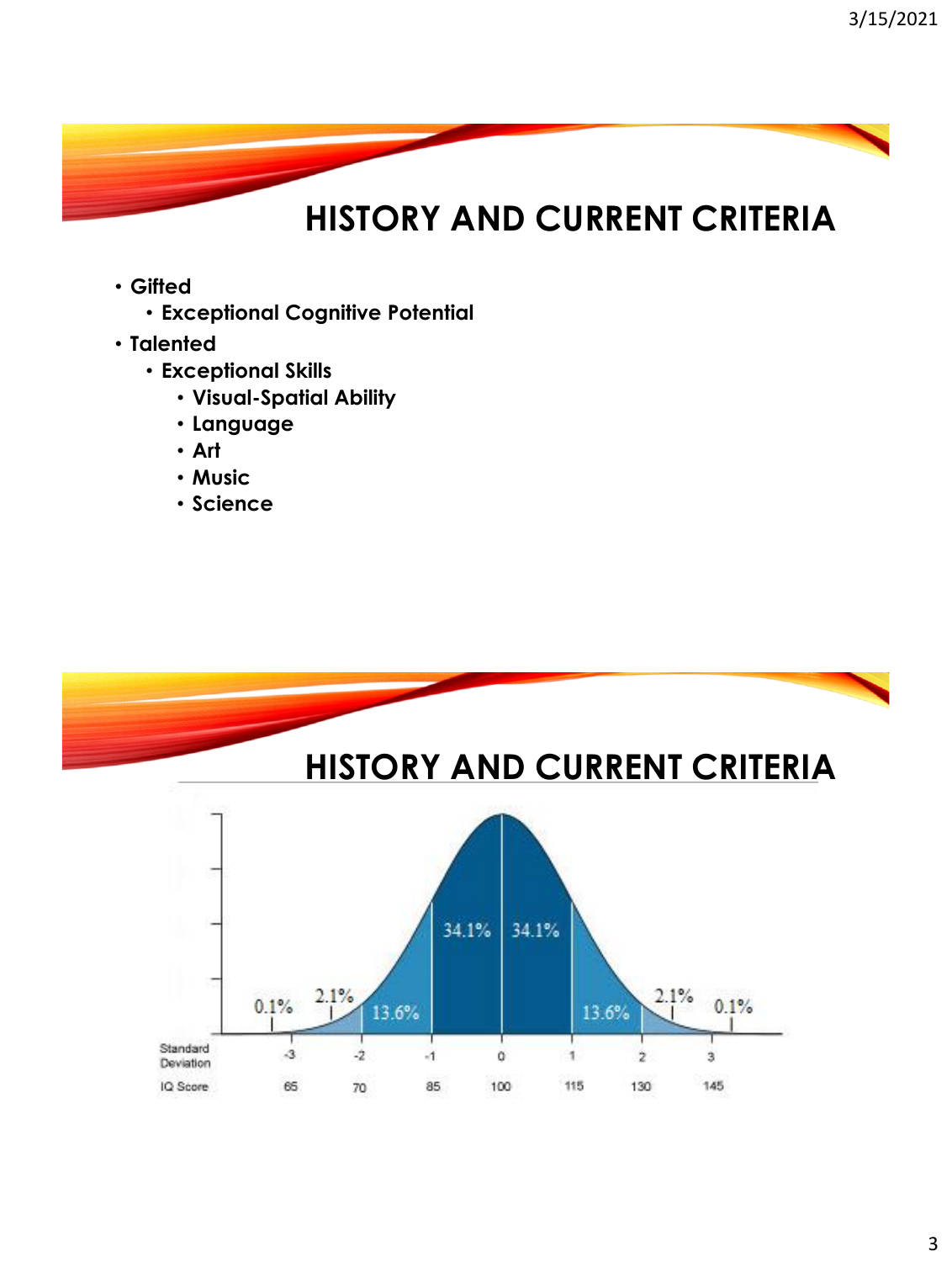# HISTORY AND CURRENT CRITERIA

- Gifted
  - Exceptional Cognitive Potential
- Talented
  - Exceptional Skills
    - Visual-Spatial Ability
    - Language
    - Art
    - Music
    - Science

# HISTORY AND CURRENT CRITERIA

0.1% 2.1% 13.6% 34.1% 34.1% 13.6% 2.1% 0.1%

| Standard Deviation | -3 | -2 | -1 | 0 | 1 | 2 | 3 |
|---|---|---|---|---|---|---|---|
| IQ Score | 65 | 70 | 85 | 100 | 115 | 130 | 145 |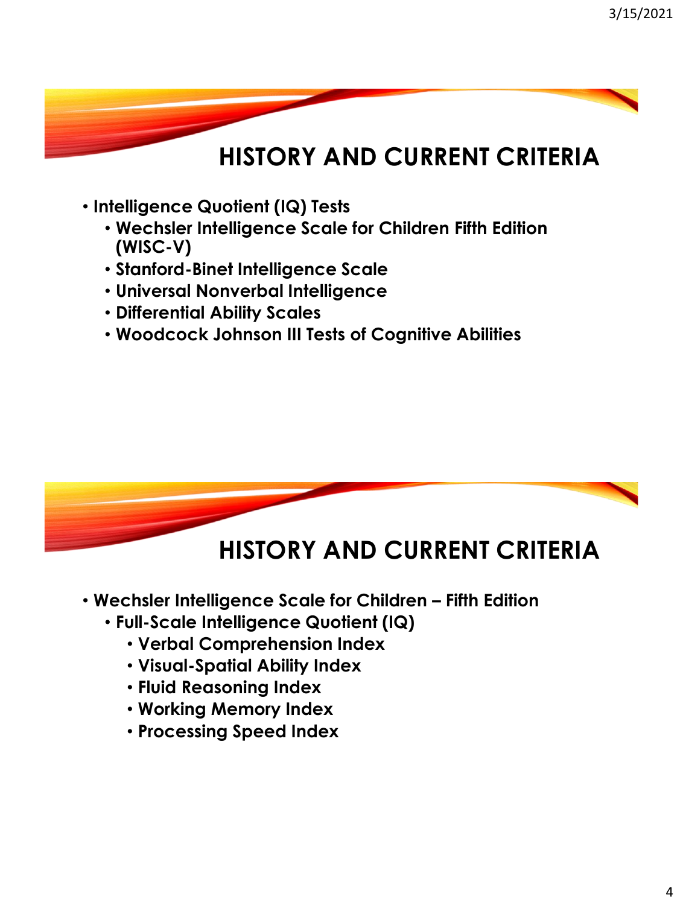## HISTORY AND CURRENT CRITERIA

- **Intelligence Quotient (IQ) Tests**
  - **Wechsler Intelligence Scale for Children Fifth Edition (WISC-V)**
  - **Stanford-Binet Intelligence Scale**
  - **Universal Nonverbal Intelligence**
  - **Differential Ability Scales**
  - **Woodcock Johnson III Tests of Cognitive Abilities**

## HISTORY AND CURRENT CRITERIA

- **Wechsler Intelligence Scale for Children – Fifth Edition**
  - **Full-Scale Intelligence Quotient (IQ)**
    - **Verbal Comprehension Index**
    - **Visual-Spatial Ability Index**
    - **Fluid Reasoning Index**
    - **Working Memory Index**
    - **Processing Speed Index**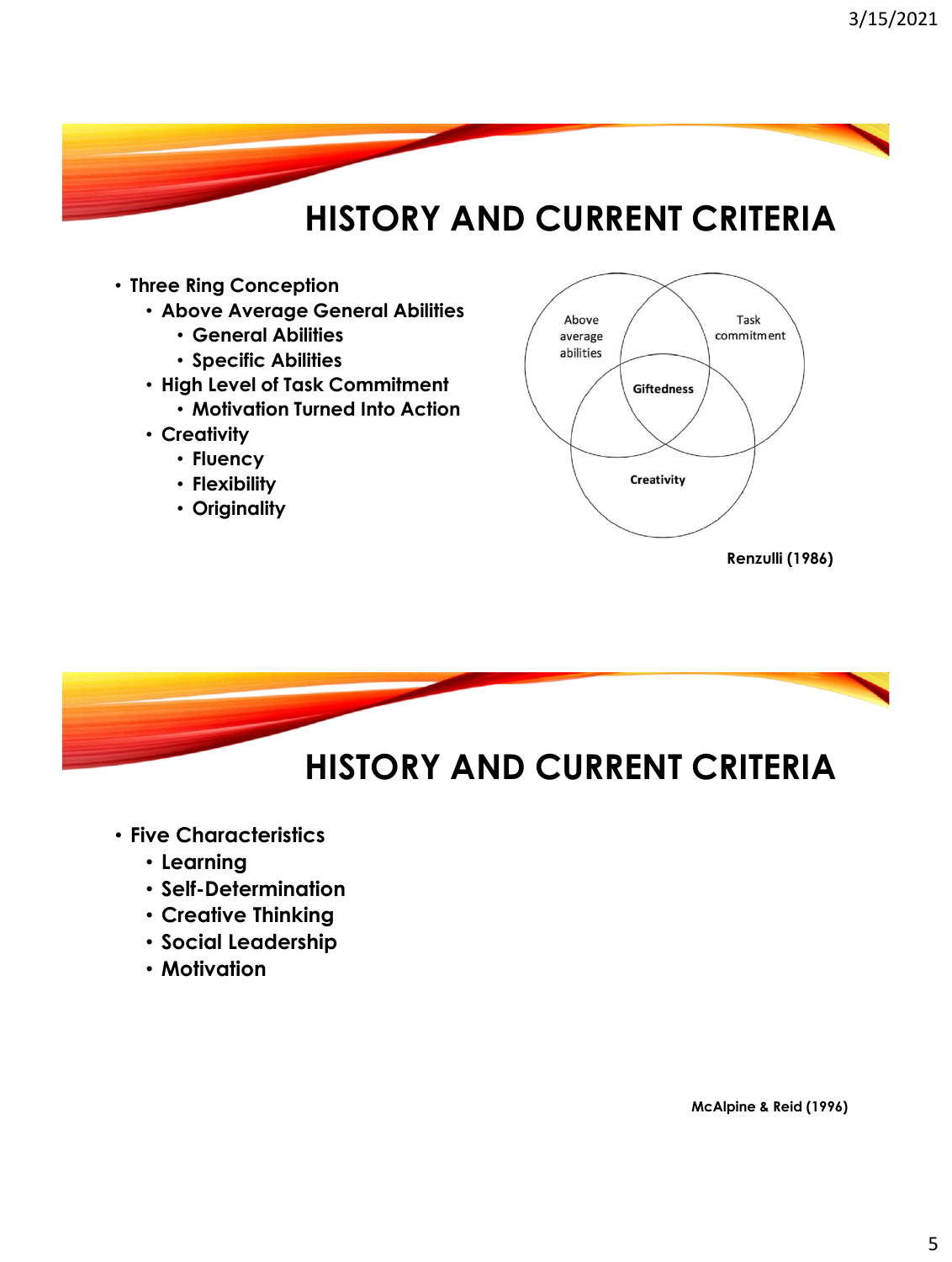# HISTORY AND CURRENT CRITERIA

- Three Ring Conception
  - Above Average General Abilities
    - General Abilities
    - Specific Abilities
  - High Level of Task Commitment
    - Motivation Turned Into Action
  - Creativity
    - Fluency
    - Flexibility
    - Originality

Above average abilities

Task commitment

Giftedness

Creativity

Renzulli (1986)

# HISTORY AND CURRENT CRITERIA

- Five Characteristics
  - Learning
  - Self-Determination
  - Creative Thinking
  - Social Leadership
  - Motivation

McAlpine & Reid (1996)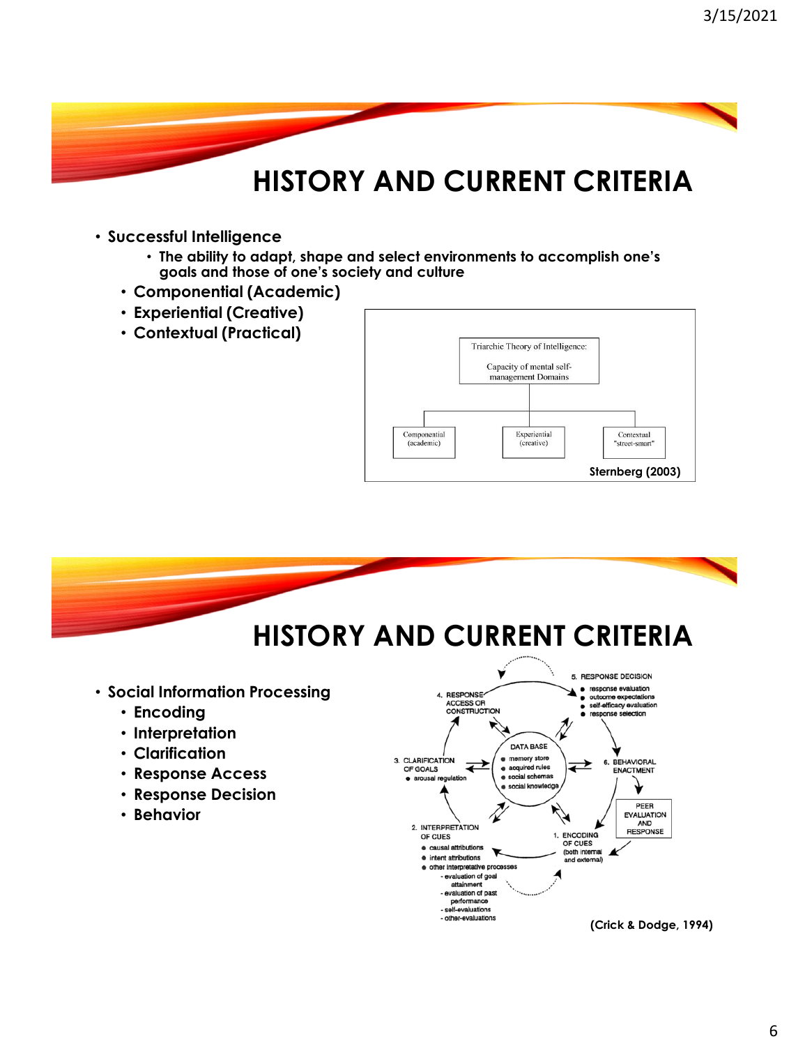# HISTORY AND CURRENT CRITERIA

- Successful Intelligence
  - The ability to adapt, shape and select environments to accomplish one's goals and those of one's society and culture
  - Componential (Academic)
  - Experiential (Creative)
  - Contextual (Practical)

Triarchic Theory of Intelligence: Capacity of mental self-management Domains

- Componential (academic)
- Experiential (creative)
- Contextual "street-smart"

Sternberg (2003)

# HISTORY AND CURRENT CRITERIA

- Social Information Processing
  - Encoding
  - Interpretation
  - Clarification
  - Response Access
  - Response Decision
  - Behavior

1. ENCODING OF CUES (both internal and external)
2. INTERPRETATION OF CUES
   - causal attributions
   - intent attributions
   - other interpretative processes
     - evaluation of goal attainment
     - evaluation of past performance
     - self-evaluations
     - other-evaluations
3. CLARIFICATION OF GOALS
   - arousal regulation
4. RESPONSE ACCESS OR CONSTRUCTION
5. RESPONSE DECISION
   - response evaluation
   - outcome expectations
   - self-efficacy evaluation
   - response selection
6. BEHAVIORAL ENACTMENT

DATA BASE
- memory store
- acquired rules
- social schemas
- social knowledge

PEER EVALUATION AND RESPONSE

(Crick & Dodge, 1994)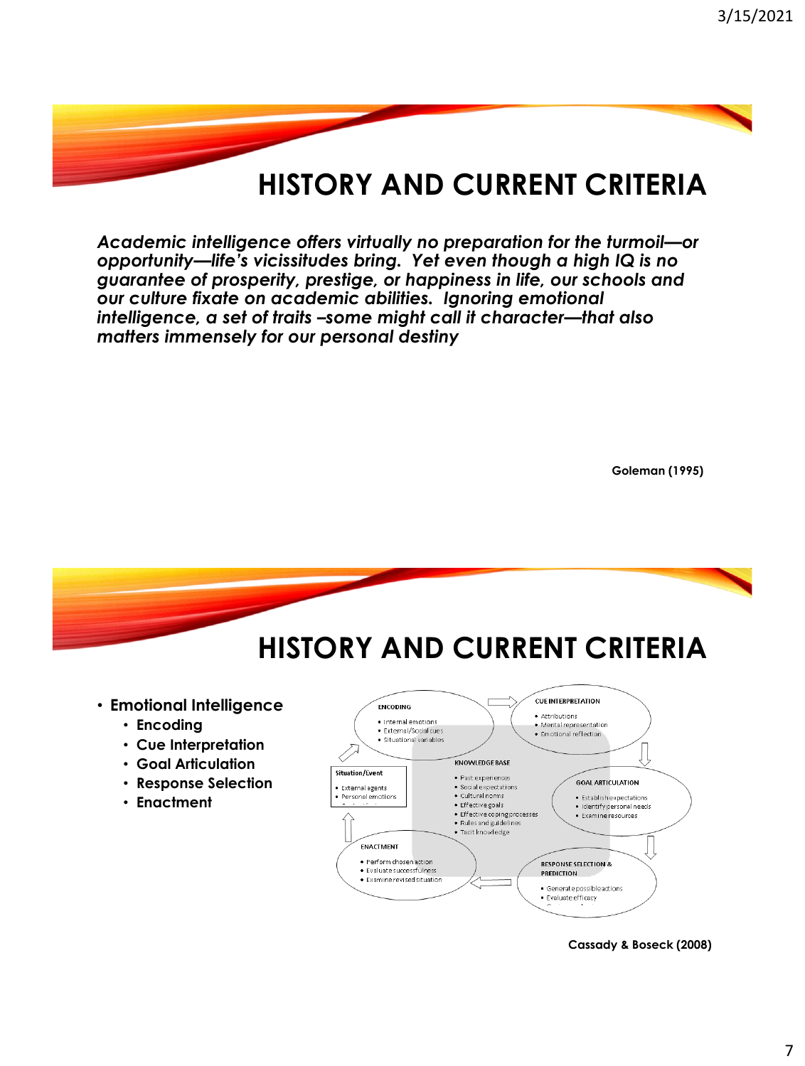## HISTORY AND CURRENT CRITERIA

***Academic intelligence offers virtually no preparation for the turmoil—or opportunity—life's vicissitudes bring. Yet even though a high IQ is no guarantee of prosperity, prestige, or happiness in life, our schools and our culture fixate on academic abilities. Ignoring emotional intelligence, a set of traits –some might call it character—that also matters immensely for our personal destiny***

**Goleman (1995)**

## HISTORY AND CURRENT CRITERIA

- **Emotional Intelligence**
  - **Encoding**
  - **Cue Interpretation**
  - **Goal Articulation**
  - **Response Selection**
  - **Enactment**

ENCODING
- Internal emotions
- External/Social cues
- Situational variables

CUE INTERPRETATION
- Attributions
- Mental representation
- Emotional reflection

Situation/Event
- External agents
- Personal emotions

KNOWLEDGE BASE
- Past experiences
- Social expectations
- Cultural norms
- Effective goals
- Effective coping processes
- Rules and guidelines
- Tacit knowledge

GOAL ARTICULATION
- Establish expectations
- Identify personal needs
- Examine resources

ENACTMENT
- Perform chosen action
- Evaluate successfulness
- Examine revised situation

RESPONSE SELECTION & PREDICTION
- Generate possible actions
- Evaluate efficacy

**Cassady & Boseck (2008)**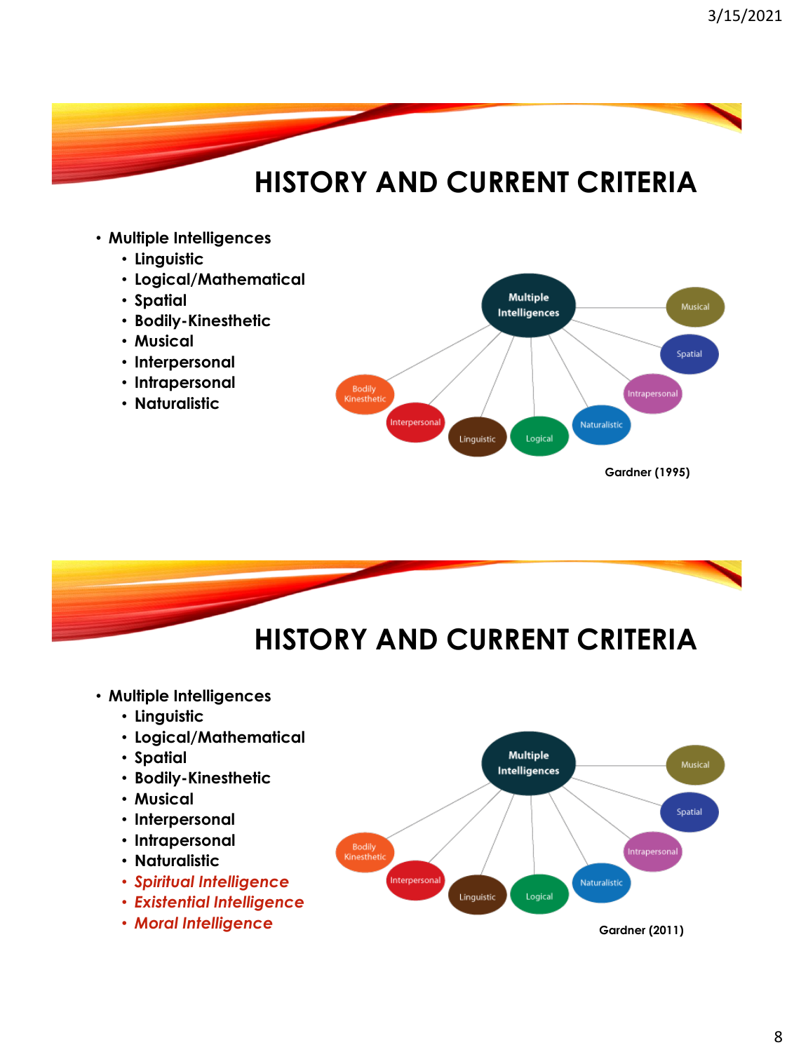# HISTORY AND CURRENT CRITERIA

- Multiple Intelligences
  - Linguistic
  - Logical/Mathematical
  - Spatial
  - Bodily-Kinesthetic
  - Musical
  - Interpersonal
  - Intrapersonal
  - Naturalistic

Gardner (1995)

# HISTORY AND CURRENT CRITERIA

- Multiple Intelligences
  - Linguistic
  - Logical/Mathematical
  - Spatial
  - Bodily-Kinesthetic
  - Musical
  - Interpersonal
  - Intrapersonal
  - Naturalistic
  - *Spiritual Intelligence*
  - *Existential Intelligence*
  - *Moral Intelligence*

Gardner (2011)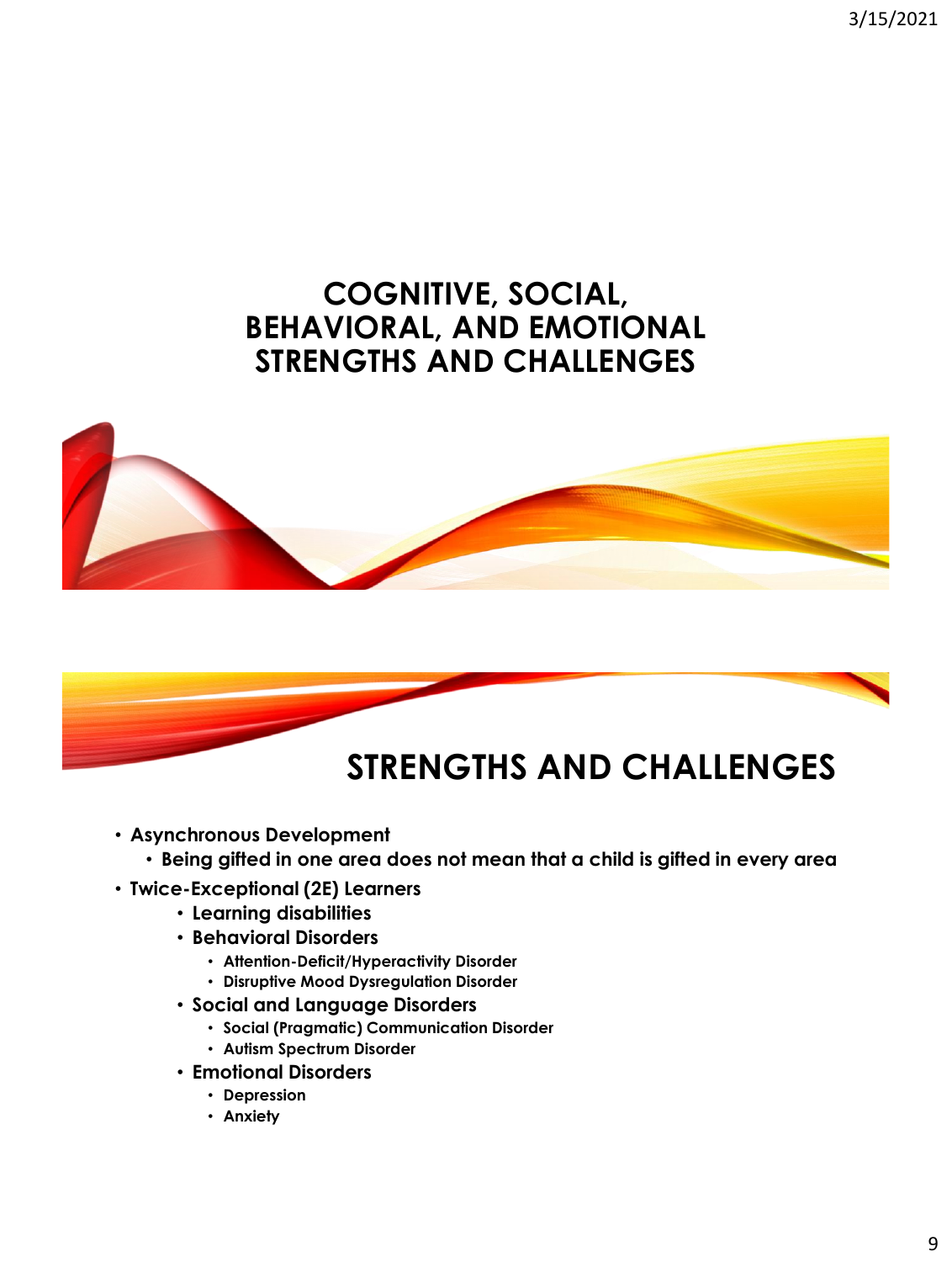# COGNITIVE, SOCIAL, BEHAVIORAL, AND EMOTIONAL STRENGTHS AND CHALLENGES

## STRENGTHS AND CHALLENGES

- **Asynchronous Development**
  - **Being gifted in one area does not mean that a child is gifted in every area**
- **Twice-Exceptional (2E) Learners**
  - **Learning disabilities**
  - **Behavioral Disorders**
    - **Attention-Deficit/Hyperactivity Disorder**
    - **Disruptive Mood Dysregulation Disorder**
  - **Social and Language Disorders**
    - **Social (Pragmatic) Communication Disorder**
    - **Autism Spectrum Disorder**
  - **Emotional Disorders**
    - **Depression**
    - **Anxiety**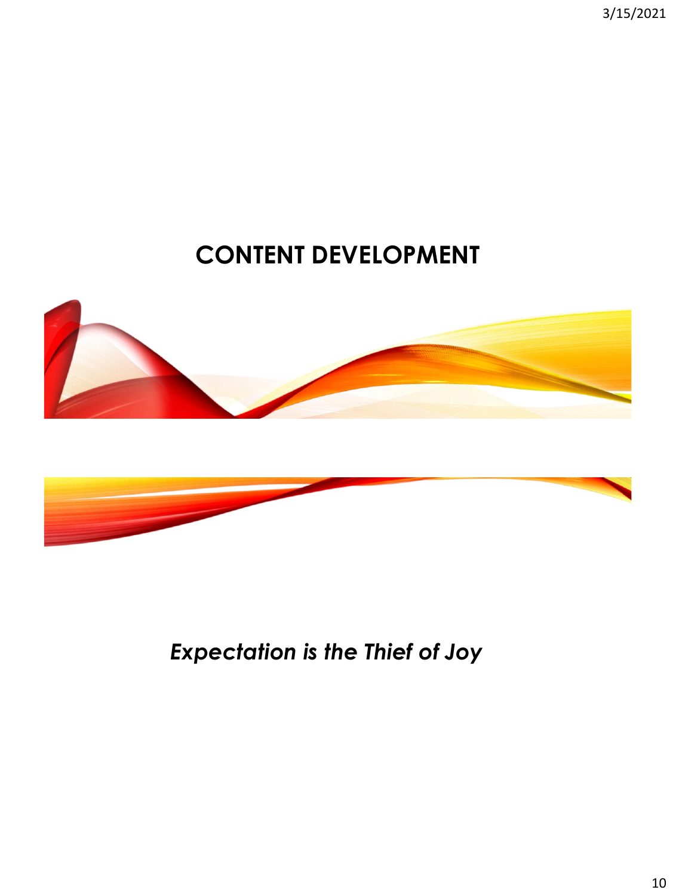# CONTENT DEVELOPMENT

*Expectation is the Thief of Joy*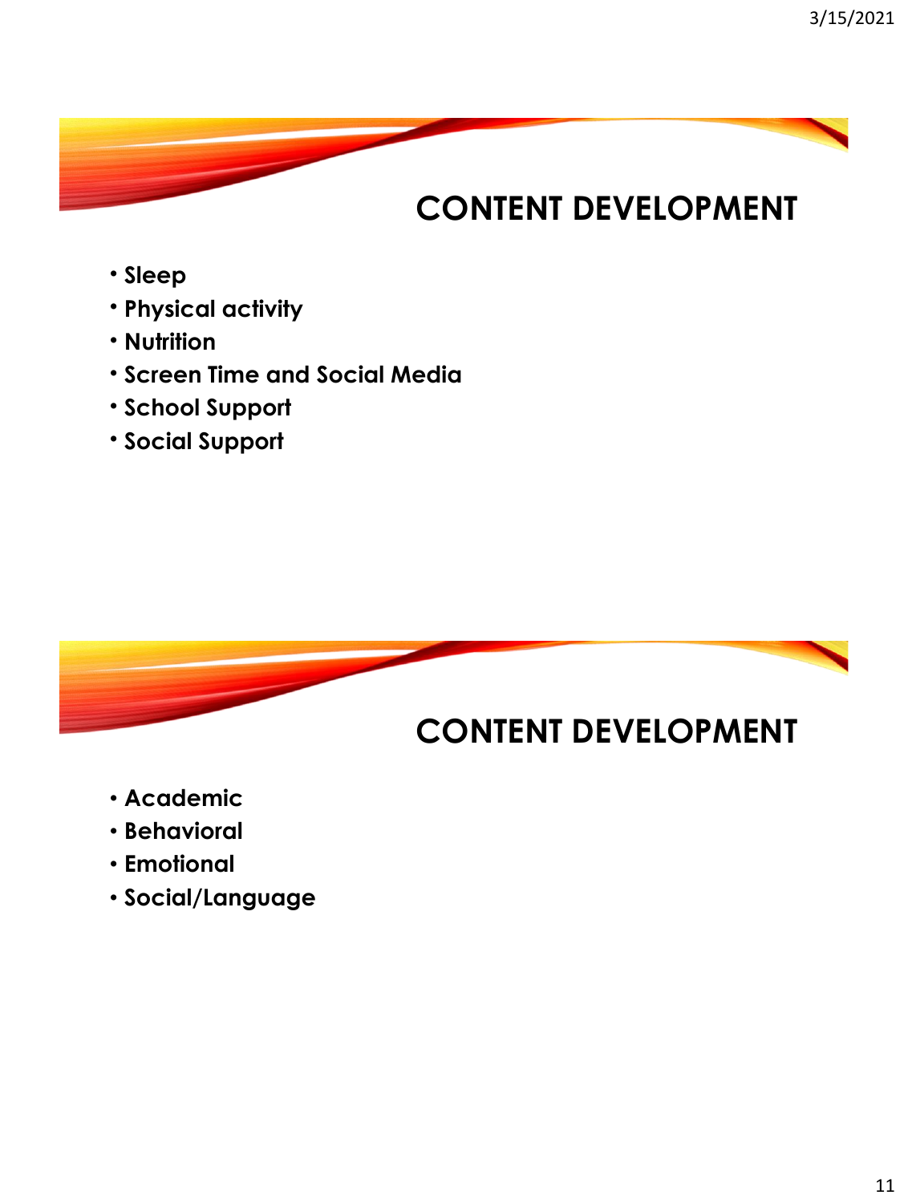## CONTENT DEVELOPMENT

- Sleep
- Physical activity
- Nutrition
- Screen Time and Social Media
- School Support
- Social Support

## CONTENT DEVELOPMENT

- Academic
- Behavioral
- Emotional
- Social/Language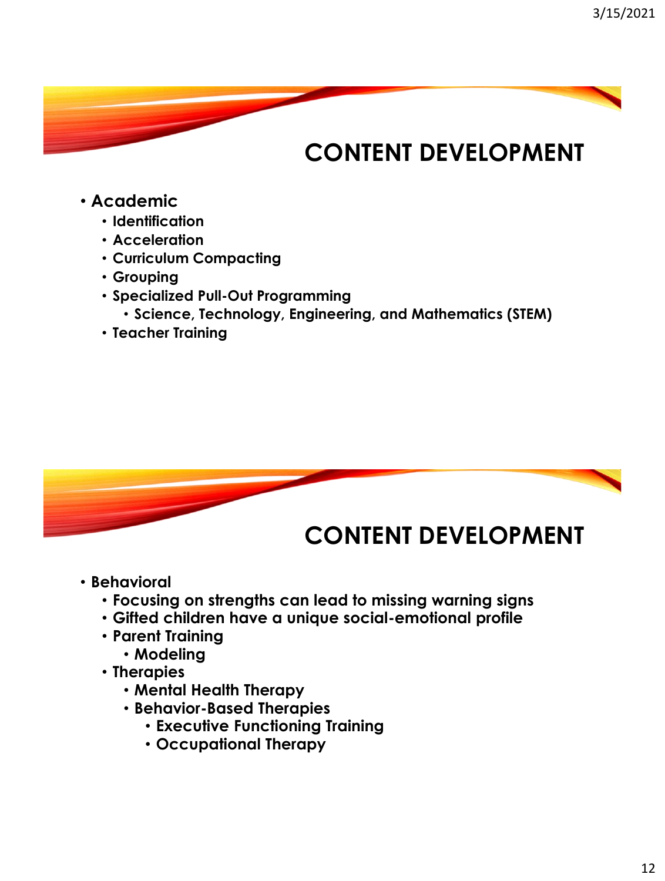## CONTENT DEVELOPMENT

- **Academic**
  - **Identification**
  - **Acceleration**
  - **Curriculum Compacting**
  - **Grouping**
  - **Specialized Pull-Out Programming**
    - **Science, Technology, Engineering, and Mathematics (STEM)**
  - **Teacher Training**

## CONTENT DEVELOPMENT

- **Behavioral**
  - **Focusing on strengths can lead to missing warning signs**
  - **Gifted children have a unique social-emotional profile**
  - **Parent Training**
    - **Modeling**
  - **Therapies**
    - **Mental Health Therapy**
    - **Behavior-Based Therapies**
      - **Executive Functioning Training**
      - **Occupational Therapy**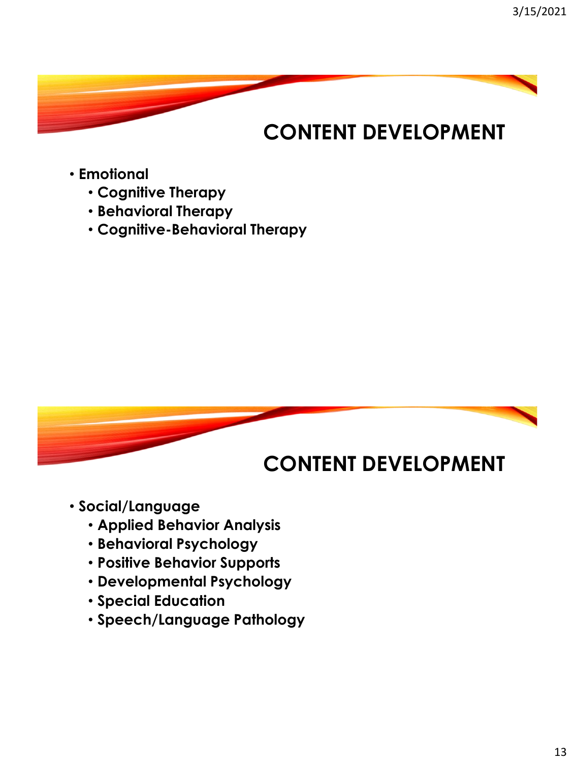## CONTENT DEVELOPMENT

- **Emotional**
  - **Cognitive Therapy**
  - **Behavioral Therapy**
  - **Cognitive-Behavioral Therapy**

## CONTENT DEVELOPMENT

- **Social/Language**
  - **Applied Behavior Analysis**
  - **Behavioral Psychology**
  - **Positive Behavior Supports**
  - **Developmental Psychology**
  - **Special Education**
  - **Speech/Language Pathology**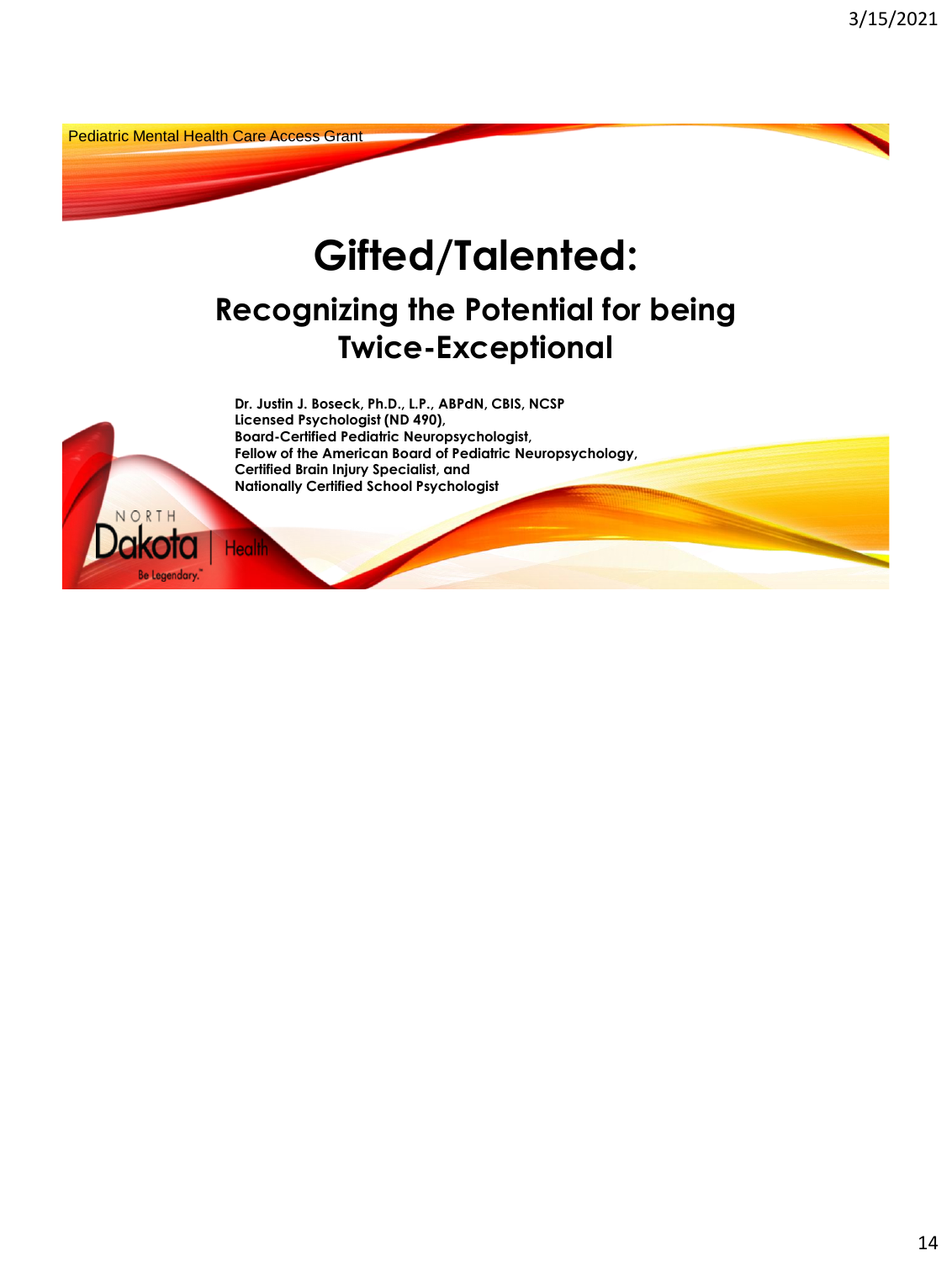Pediatric Mental Health Care Access Grant

# Gifted/Talented:

## Recognizing the Potential for being Twice-Exceptional

**Dr. Justin J. Boseck, Ph.D., L.P., ABPdN, CBIS, NCSP**
**Licensed Psychologist (ND 490),**
**Board-Certified Pediatric Neuropsychologist,**
**Fellow of the American Board of Pediatric Neuropsychology,**
**Certified Brain Injury Specialist, and**
**Nationally Certified School Psychologist**

NORTH Dakota | Health
Be Legendary.